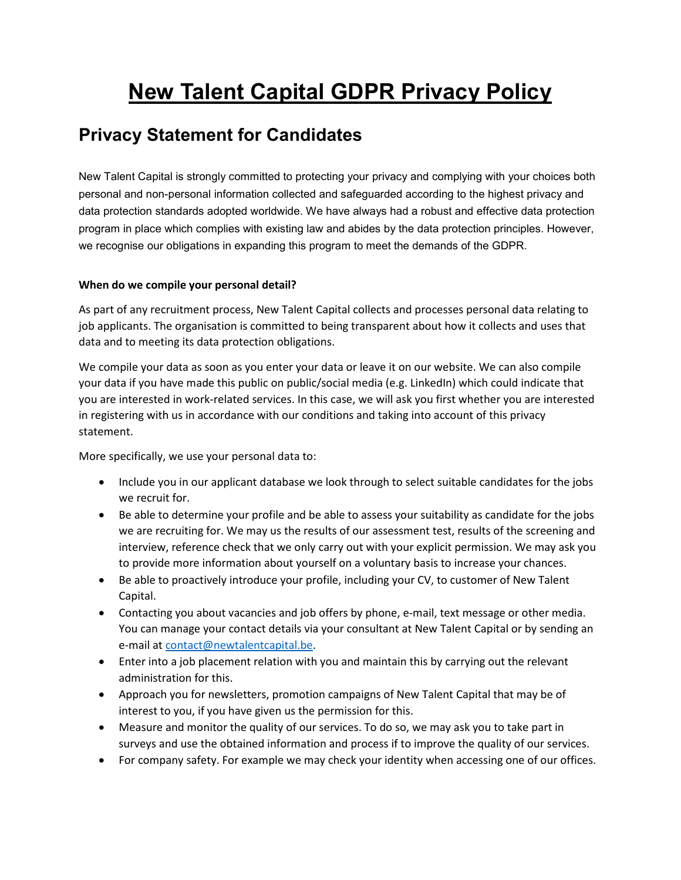# New Talent Capital GDPR Privacy Policy

## Privacy Statement for Candidates

New Talent Capital is strongly committed to protecting your privacy and complying with your choices both personal and non-personal information collected and safeguarded according to the highest privacy and data protection standards adopted worldwide. We have always had a robust and effective data protection program in place which complies with existing law and abides by the data protection principles. However, we recognise our obligations in expanding this program to meet the demands of the GDPR.

**When do we compile your personal detail?**

As part of any recruitment process, New Talent Capital collects and processes personal data relating to job applicants. The organisation is committed to being transparent about how it collects and uses that data and to meeting its data protection obligations.

We compile your data as soon as you enter your data or leave it on our website. We can also compile your data if you have made this public on public/social media (e.g. LinkedIn) which could indicate that you are interested in work-related services. In this case, we will ask you first whether you are interested in registering with us in accordance with our conditions and taking into account of this privacy statement.

More specifically, we use your personal data to:

- Include you in our applicant database we look through to select suitable candidates for the jobs we recruit for.
- Be able to determine your profile and be able to assess your suitability as candidate for the jobs we are recruiting for. We may us the results of our assessment test, results of the screening and interview, reference check that we only carry out with your explicit permission. We may ask you to provide more information about yourself on a voluntary basis to increase your chances.
- Be able to proactively introduce your profile, including your CV, to customer of New Talent Capital.
- Contacting you about vacancies and job offers by phone, e-mail, text message or other media. You can manage your contact details via your consultant at New Talent Capital or by sending an e-mail at contact@newtalentcapital.be.
- Enter into a job placement relation with you and maintain this by carrying out the relevant administration for this.
- Approach you for newsletters, promotion campaigns of New Talent Capital that may be of interest to you, if you have given us the permission for this.
- Measure and monitor the quality of our services. To do so, we may ask you to take part in surveys and use the obtained information and process if to improve the quality of our services.
- For company safety. For example we may check your identity when accessing one of our offices.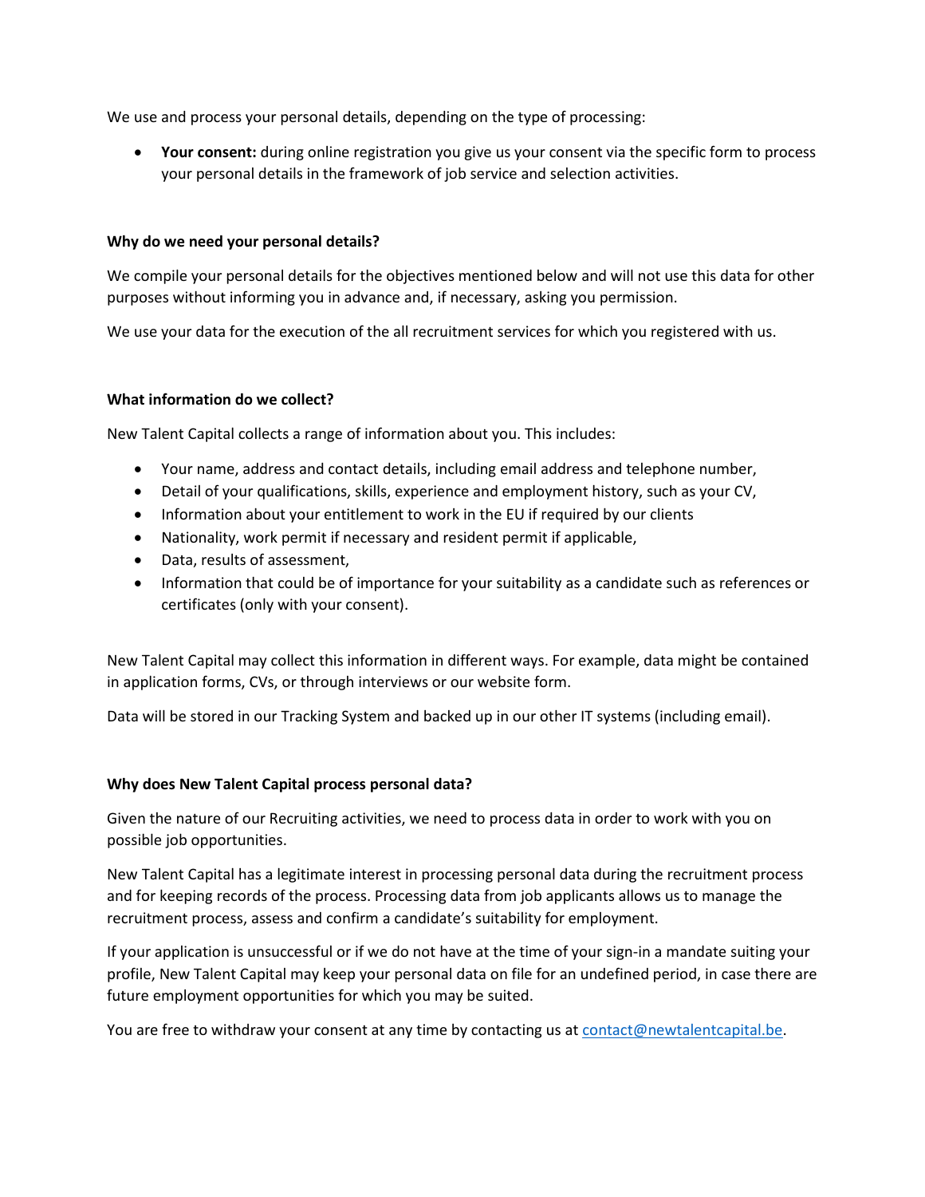We use and process your personal details, depending on the type of processing:

- **Your consent:** during online registration you give us your consent via the specific form to process your personal details in the framework of job service and selection activities.

**Why do we need your personal details?**

We compile your personal details for the objectives mentioned below and will not use this data for other purposes without informing you in advance and, if necessary, asking you permission.

We use your data for the execution of the all recruitment services for which you registered with us.

**What information do we collect?**

New Talent Capital collects a range of information about you. This includes:

- Your name, address and contact details, including email address and telephone number,
- Detail of your qualifications, skills, experience and employment history, such as your CV,
- Information about your entitlement to work in the EU if required by our clients
- Nationality, work permit if necessary and resident permit if applicable,
- Data, results of assessment,
- Information that could be of importance for your suitability as a candidate such as references or certificates (only with your consent).

New Talent Capital may collect this information in different ways. For example, data might be contained in application forms, CVs, or through interviews or our website form.

Data will be stored in our Tracking System and backed up in our other IT systems (including email).

**Why does New Talent Capital process personal data?**

Given the nature of our Recruiting activities, we need to process data in order to work with you on possible job opportunities.

New Talent Capital has a legitimate interest in processing personal data during the recruitment process and for keeping records of the process. Processing data from job applicants allows us to manage the recruitment process, assess and confirm a candidate's suitability for employment.

If your application is unsuccessful or if we do not have at the time of your sign-in a mandate suiting your profile, New Talent Capital may keep your personal data on file for an undefined period, in case there are future employment opportunities for which you may be suited.

You are free to withdraw your consent at any time by contacting us at [contact@newtalentcapital.be](mailto:contact@newtalentcapital.be).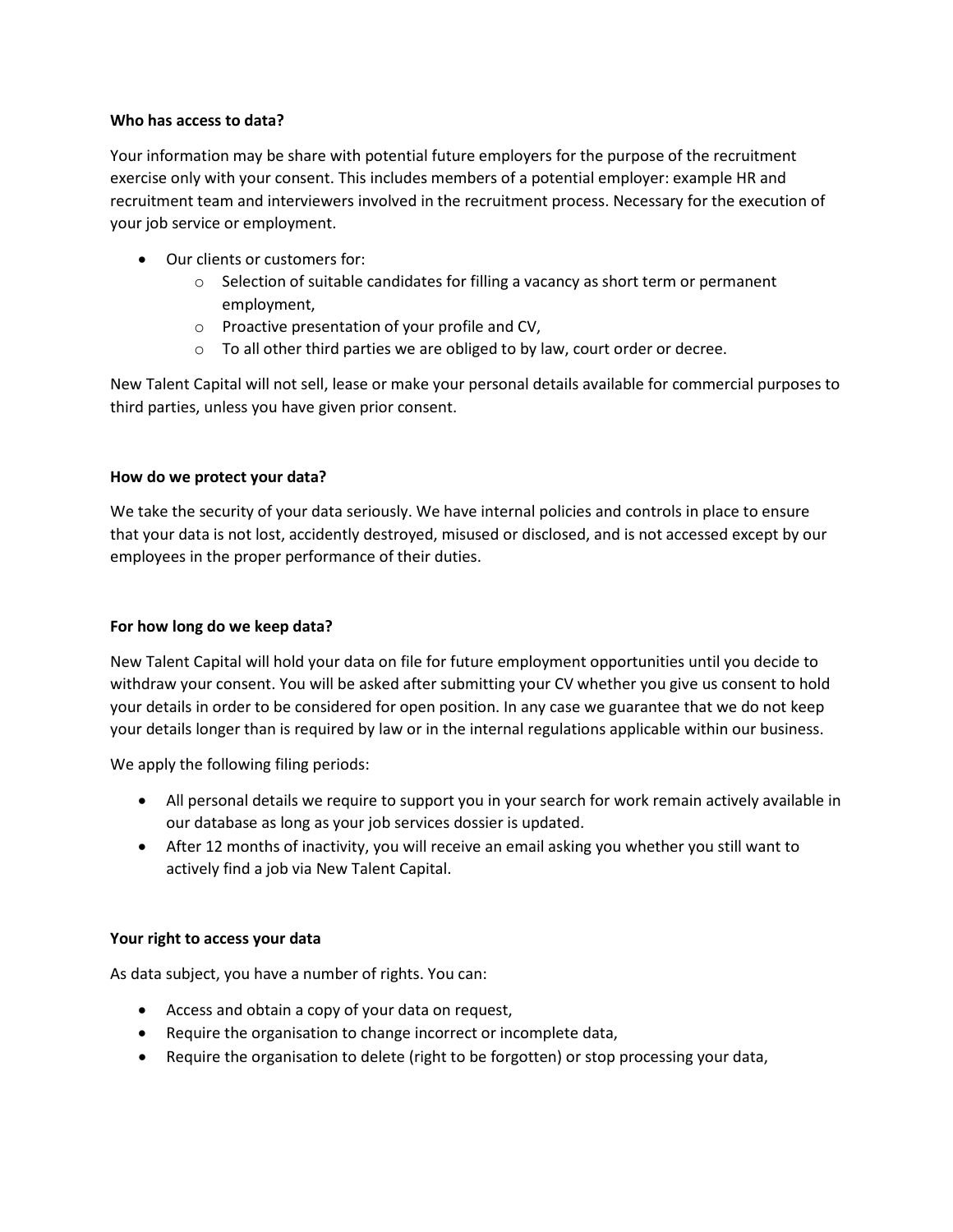**Who has access to data?**

Your information may be share with potential future employers for the purpose of the recruitment exercise only with your consent. This includes members of a potential employer: example HR and recruitment team and interviewers involved in the recruitment process. Necessary for the execution of your job service or employment.

- Our clients or customers for:
  - Selection of suitable candidates for filling a vacancy as short term or permanent employment,
  - Proactive presentation of your profile and CV,
  - To all other third parties we are obliged to by law, court order or decree.

New Talent Capital will not sell, lease or make your personal details available for commercial purposes to third parties, unless you have given prior consent.

**How do we protect your data?**

We take the security of your data seriously. We have internal policies and controls in place to ensure that your data is not lost, accidently destroyed, misused or disclosed, and is not accessed except by our employees in the proper performance of their duties.

**For how long do we keep data?**

New Talent Capital will hold your data on file for future employment opportunities until you decide to withdraw your consent. You will be asked after submitting your CV whether you give us consent to hold your details in order to be considered for open position. In any case we guarantee that we do not keep your details longer than is required by law or in the internal regulations applicable within our business.

We apply the following filing periods:

- All personal details we require to support you in your search for work remain actively available in our database as long as your job services dossier is updated.
- After 12 months of inactivity, you will receive an email asking you whether you still want to actively find a job via New Talent Capital.

**Your right to access your data**

As data subject, you have a number of rights. You can:

- Access and obtain a copy of your data on request,
- Require the organisation to change incorrect or incomplete data,
- Require the organisation to delete (right to be forgotten) or stop processing your data,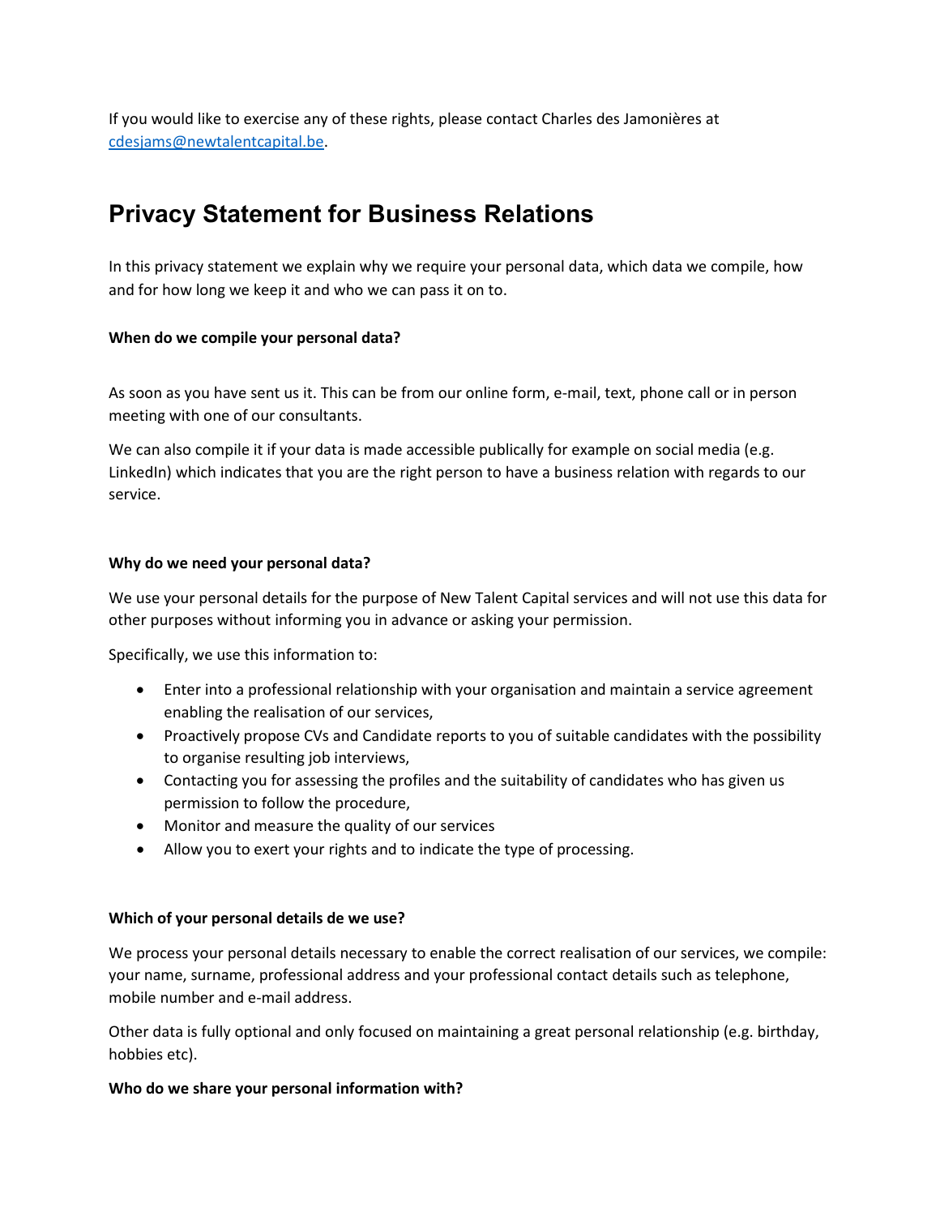If you would like to exercise any of these rights, please contact Charles des Jamonières at cdesjams@newtalentcapital.be.

# Privacy Statement for Business Relations

In this privacy statement we explain why we require your personal data, which data we compile, how and for how long we keep it and who we can pass it on to.

**When do we compile your personal data?**

As soon as you have sent us it. This can be from our online form, e-mail, text, phone call or in person meeting with one of our consultants.

We can also compile it if your data is made accessible publically for example on social media (e.g. LinkedIn) which indicates that you are the right person to have a business relation with regards to our service.

**Why do we need your personal data?**

We use your personal details for the purpose of New Talent Capital services and will not use this data for other purposes without informing you in advance or asking your permission.

Specifically, we use this information to:

- Enter into a professional relationship with your organisation and maintain a service agreement enabling the realisation of our services,
- Proactively propose CVs and Candidate reports to you of suitable candidates with the possibility to organise resulting job interviews,
- Contacting you for assessing the profiles and the suitability of candidates who has given us permission to follow the procedure,
- Monitor and measure the quality of our services
- Allow you to exert your rights and to indicate the type of processing.

**Which of your personal details de we use?**

We process your personal details necessary to enable the correct realisation of our services, we compile: your name, surname, professional address and your professional contact details such as telephone, mobile number and e-mail address.

Other data is fully optional and only focused on maintaining a great personal relationship (e.g. birthday, hobbies etc).

**Who do we share your personal information with?**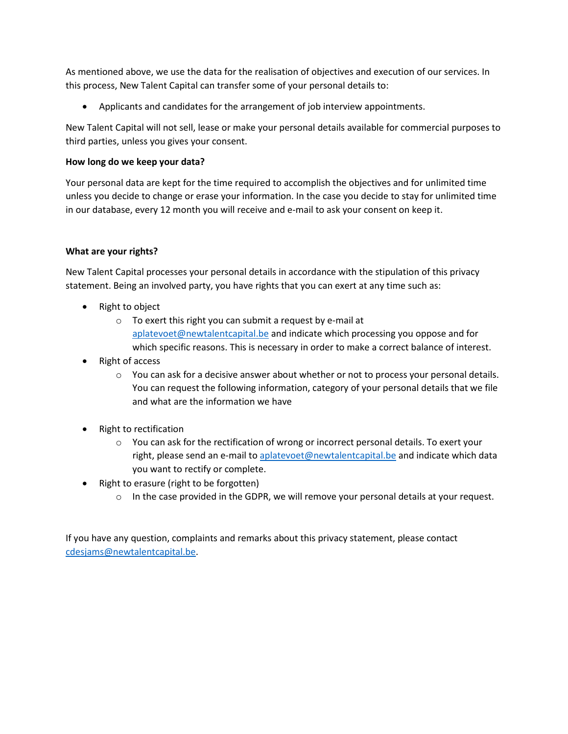As mentioned above, we use the data for the realisation of objectives and execution of our services. In this process, New Talent Capital can transfer some of your personal details to:

- Applicants and candidates for the arrangement of job interview appointments.

New Talent Capital will not sell, lease or make your personal details available for commercial purposes to third parties, unless you gives your consent.

**How long do we keep your data?**

Your personal data are kept for the time required to accomplish the objectives and for unlimited time unless you decide to change or erase your information. In the case you decide to stay for unlimited time in our database, every 12 month you will receive and e-mail to ask your consent on keep it.

**What are your rights?**

New Talent Capital processes your personal details in accordance with the stipulation of this privacy statement. Being an involved party, you have rights that you can exert at any time such as:

- Right to object
  - To exert this right you can submit a request by e-mail at aplatevoet@newtalentcapital.be and indicate which processing you oppose and for which specific reasons. This is necessary in order to make a correct balance of interest.
- Right of access
  - You can ask for a decisive answer about whether or not to process your personal details. You can request the following information, category of your personal details that we file and what are the information we have
- Right to rectification
  - You can ask for the rectification of wrong or incorrect personal details. To exert your right, please send an e-mail to aplatevoet@newtalentcapital.be and indicate which data you want to rectify or complete.
- Right to erasure (right to be forgotten)
  - In the case provided in the GDPR, we will remove your personal details at your request.

If you have any question, complaints and remarks about this privacy statement, please contact cdesjams@newtalentcapital.be.